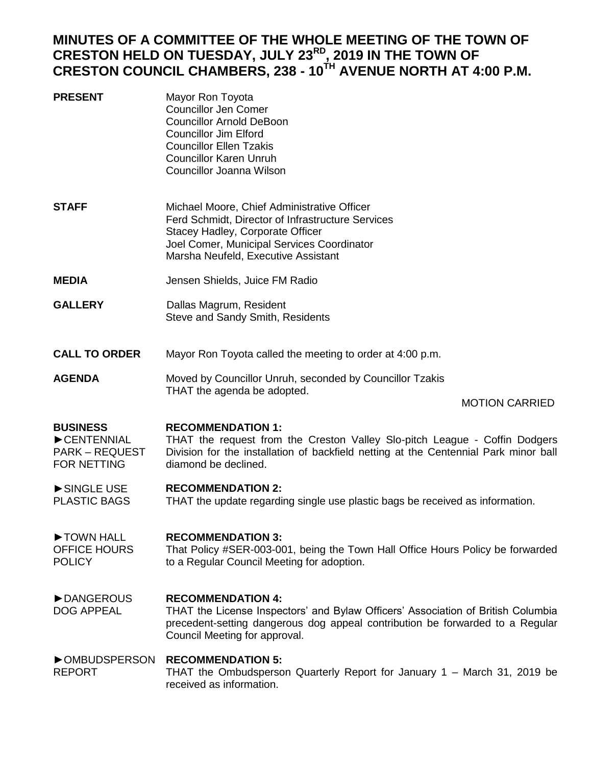# MINUTES OF A COMMITTEE OF THE WHOLE MEETING OF THE TOWN OF CRESTON HELD ON TUESDAY, JULY 23RD, 2019 IN THE TOWN OF CRESTON COUNCIL CHAMBERS, 238 - 10TH AVENUE NORTH AT 4:00 P.M.

**PRESENT**

Mayor Ron Toyota
Councillor Jen Comer
Councillor Arnold DeBoon
Councillor Jim Elford
Councillor Ellen Tzakis
Councillor Karen Unruh
Councillor Joanna Wilson

**STAFF**

Michael Moore, Chief Administrative Officer
Ferd Schmidt, Director of Infrastructure Services
Stacey Hadley, Corporate Officer
Joel Comer, Municipal Services Coordinator
Marsha Neufeld, Executive Assistant

**MEDIA**

Jensen Shields, Juice FM Radio

**GALLERY**

Dallas Magrum, Resident
Steve and Sandy Smith, Residents

**CALL TO ORDER**

Mayor Ron Toyota called the meeting to order at 4:00 p.m.

**AGENDA**

Moved by Councillor Unruh, seconded by Councillor Tzakis
THAT the agenda be adopted.

MOTION CARRIED

**BUSINESS**

►CENTENNIAL PARK – REQUEST FOR NETTING

**RECOMMENDATION 1:**
THAT the request from the Creston Valley Slo-pitch League - Coffin Dodgers Division for the installation of backfield netting at the Centennial Park minor ball diamond be declined.

►SINGLE USE PLASTIC BAGS

**RECOMMENDATION 2:**
THAT the update regarding single use plastic bags be received as information.

►TOWN HALL OFFICE HOURS POLICY

**RECOMMENDATION 3:**
That Policy #SER-003-001, being the Town Hall Office Hours Policy be forwarded to a Regular Council Meeting for adoption.

►DANGEROUS DOG APPEAL

**RECOMMENDATION 4:**
THAT the License Inspectors' and Bylaw Officers' Association of British Columbia precedent-setting dangerous dog appeal contribution be forwarded to a Regular Council Meeting for approval.

►OMBUDSPERSON REPORT

**RECOMMENDATION 5:**
THAT the Ombudsperson Quarterly Report for January 1 – March 31, 2019 be received as information.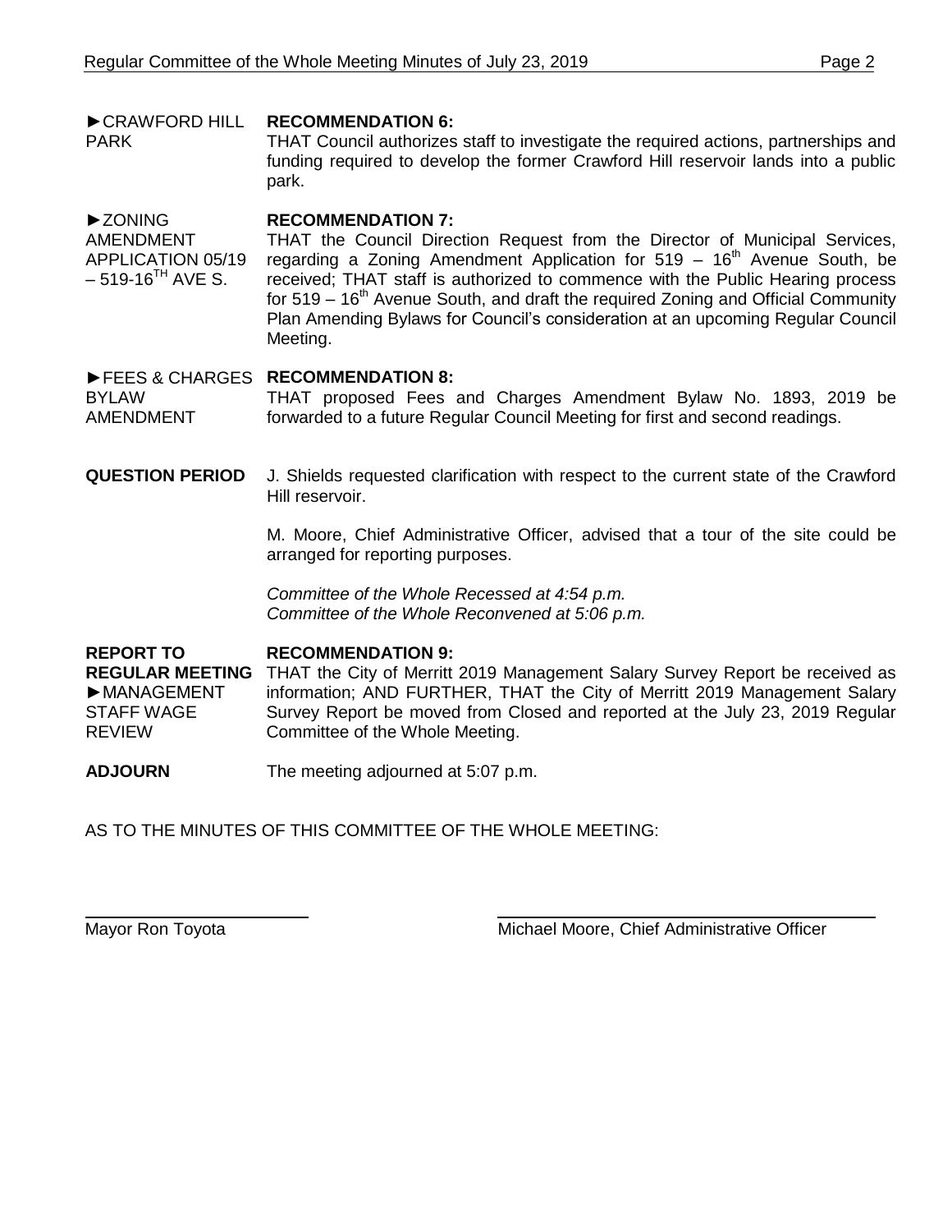►CRAWFORD HILL PARK

**RECOMMENDATION 6:**

THAT Council authorizes staff to investigate the required actions, partnerships and funding required to develop the former Crawford Hill reservoir lands into a public park.

►ZONING AMENDMENT APPLICATION 05/19 – 519-16TH AVE S.

**RECOMMENDATION 7:**

THAT the Council Direction Request from the Director of Municipal Services, regarding a Zoning Amendment Application for 519 – 16th Avenue South, be received; THAT staff is authorized to commence with the Public Hearing process for 519 – 16th Avenue South, and draft the required Zoning and Official Community Plan Amending Bylaws for Council's consideration at an upcoming Regular Council Meeting.

►FEES & CHARGES BYLAW AMENDMENT

**RECOMMENDATION 8:**

THAT proposed Fees and Charges Amendment Bylaw No. 1893, 2019 be forwarded to a future Regular Council Meeting for first and second readings.

**QUESTION PERIOD**

J. Shields requested clarification with respect to the current state of the Crawford Hill reservoir.

M. Moore, Chief Administrative Officer, advised that a tour of the site could be arranged for reporting purposes.

*Committee of the Whole Recessed at 4:54 p.m.*
*Committee of the Whole Reconvened at 5:06 p.m.*

**REPORT TO REGULAR MEETING**

►MANAGEMENT STAFF WAGE REVIEW

**RECOMMENDATION 9:**

THAT the City of Merritt 2019 Management Salary Survey Report be received as information; AND FURTHER, THAT the City of Merritt 2019 Management Salary Survey Report be moved from Closed and reported at the July 23, 2019 Regular Committee of the Whole Meeting.

**ADJOURN**

The meeting adjourned at 5:07 p.m.

AS TO THE MINUTES OF THIS COMMITTEE OF THE WHOLE MEETING:

Mayor Ron Toyota

Michael Moore, Chief Administrative Officer